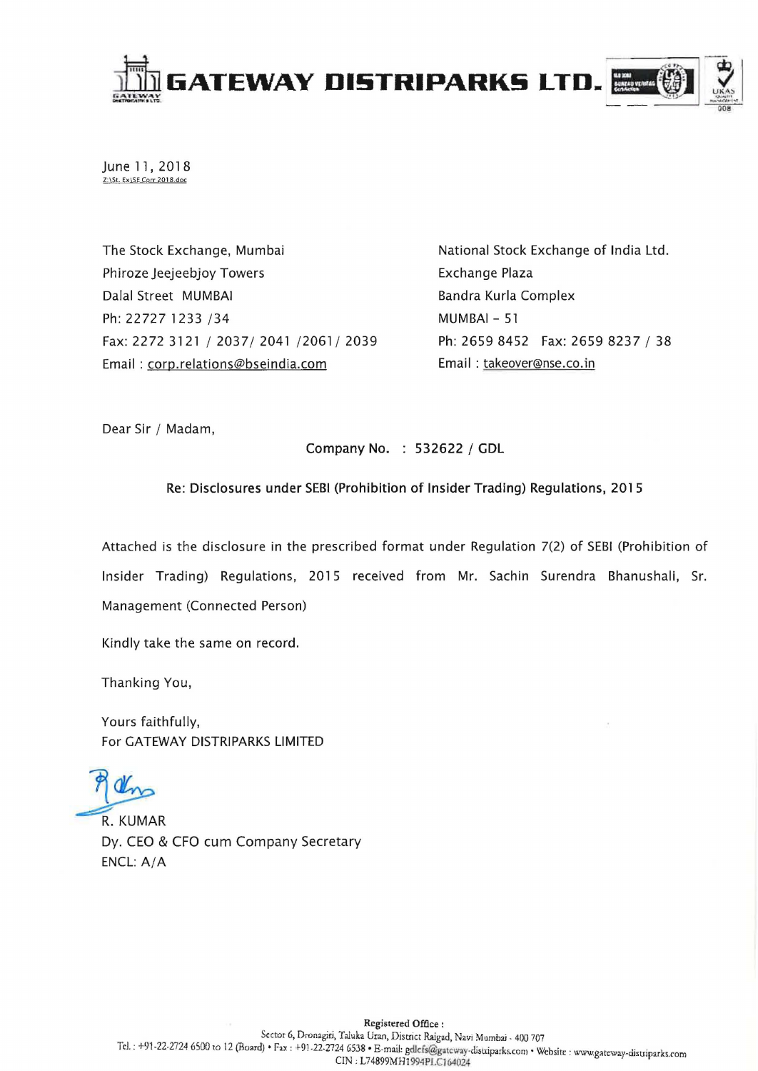# GATEWAY DISTRIPARKS LTD.

June 11, 2018
Z:\St. Ex\SE Corr 2018.doc

The Stock Exchange, Mumbai
Phiroze Jeejeebjoy Towers
Dalal Street MUMBAI
Ph: 22727 1233 /34
Fax: 2272 3121 / 2037/ 2041 /2061/ 2039
Email : corp.relations@bseindia.com

National Stock Exchange of India Ltd.
Exchange Plaza
Bandra Kurla Complex
MUMBAI – 51
Ph: 2659 8452 Fax: 2659 8237 / 38
Email : takeover@nse.co.in

Dear Sir / Madam,

Company No. : 532622 / GDL

**Re: Disclosures under SEBI (Prohibition of Insider Trading) Regulations, 2015**

Attached is the disclosure in the prescribed format under Regulation 7(2) of SEBI (Prohibition of Insider Trading) Regulations, 2015 received from Mr. Sachin Surendra Bhanushali, Sr. Management (Connected Person)

Kindly take the same on record.

Thanking You,

Yours faithfully,
For GATEWAY DISTRIPARKS LIMITED

R. KUMAR
Dy. CEO & CFO cum Company Secretary
ENCL: A/A

Registered Office :
Sector 6, Dronagiri, Taluka Uran, District Raigad, Navi Mumbai - 400 707
Tel. : +91-22-2724 6500 to 12 (Board) • Fax : +91-22-2724 6538 • E-mail: gdlcfs@gateway-distriparks.com • Website : www.gateway-distriparks.com
CIN : L74899MH1994PLC164024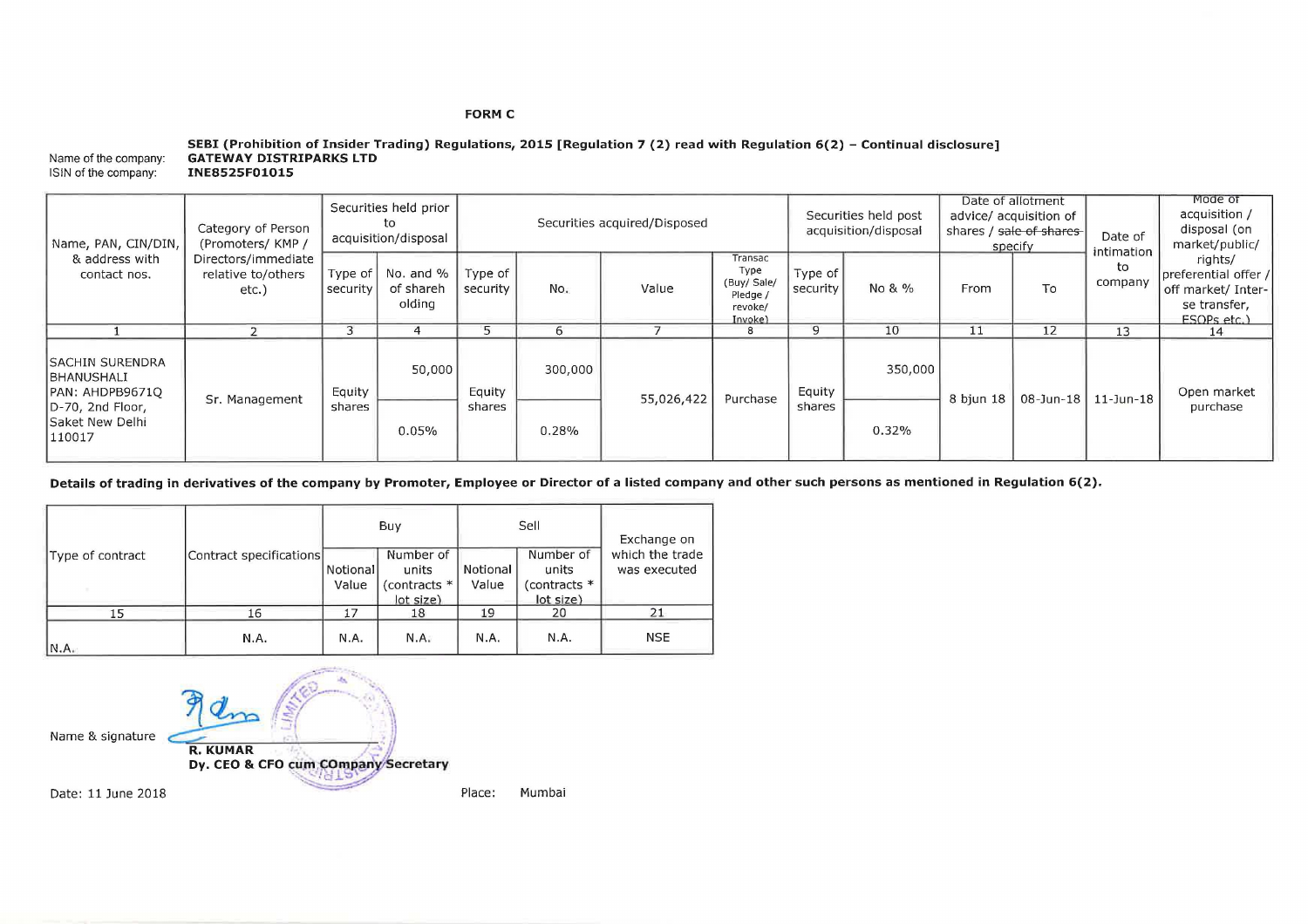**FORM C**

**SEBI (Prohibition of Insider Trading) Regulations, 2015 [Regulation 7 (2) read with Regulation 6(2) – Continual disclosure]**

Name of the company: **GATEWAY DISTRIPARKS LTD**
ISIN of the company: **INE8525F01015**

| Name, PAN, CIN/DIN, & address with contact nos. | Category of Person (Promoters/ KMP / Directors/immediate relative to/others etc.) | Securities held prior to acquisition/disposal | | Securities acquired/Disposed | | | | Securities held post acquisition/disposal | | Date of allotment advice/ acquisition of shares / ~~sale of shares~~ specify | | Date of intimation to company | Mode of acquisition / disposal (on market/public/ rights/ preferential offer / off market/ Inter-se transfer, ESOPs etc.) |
|---|---|---|---|---|---|---|---|---|---|---|---|---|---|
| | | Type of security | No. and % of shareholding | Type of security | No. | Value | Transac Type (Buy/ Sale/ Pledge / revoke/ Invoke) | Type of security | No & % | From | To | | |
| 1 | 2 | 3 | 4 | 5 | 6 | 7 | 8 | 9 | 10 | 11 | 12 | 13 | 14 |
| SACHIN SURENDRA BHANUSHALI PAN: AHDPB9671Q D-70, 2nd Floor, Saket New Delhi 110017 | Sr. Management | Equity shares | 50,000 / 0.05% | Equity shares | 300,000 / 0.28% | 55,026,422 | Purchase | Equity shares | 350,000 / 0.32% | 8 bjun 18 | 08-Jun-18 | 11-Jun-18 | Open market purchase |

**Details of trading in derivatives of the company by Promoter, Employee or Director of a listed company and other such persons as mentioned in Regulation 6(2).**

| Type of contract | Contract specifications | Buy | | Sell | | Exchange on which the trade was executed |
|---|---|---|---|---|---|---|
| | | Notional Value | Number of units (contracts * lot size) | Notional Value | Number of units (contracts * lot size) | |
| 15 | 16 | 17 | 18 | 19 | 20 | 21 |
| N.A. | N.A. | N.A. | N.A. | N.A. | N.A. | NSE |

Name & signature

**R. KUMAR**
**Dy. CEO & CFO cum COmpany Secretary**

Date: 11 June 2018

Place: Mumbai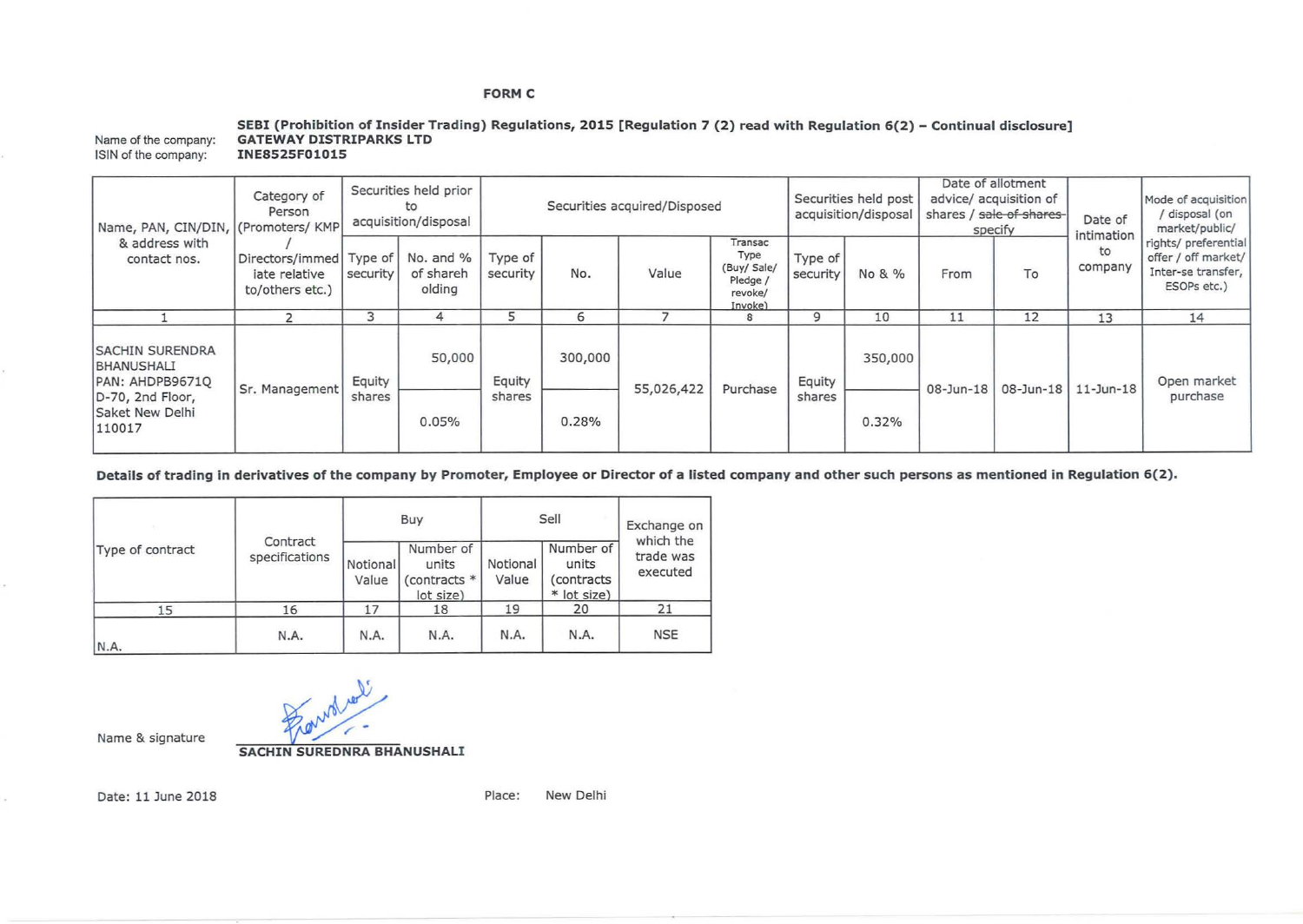**FORM C**

Name of the company: **SEBI (Prohibition of Insider Trading) Regulations, 2015 [Regulation 7 (2) read with Regulation 6(2) – Continual disclosure]**
**GATEWAY DISTRIPARKS LTD**
ISIN of the company: **INE8525F01015**

| Name, PAN, CIN/DIN, & address with contact nos. | Category of Person (Promoters/ KMP / Directors/immediate relative to/others etc.) | Securities held prior to acquisition/disposal | | Securities acquired/Disposed | | | | Securities held post acquisition/disposal | | Date of allotment advice/ acquisition of shares / ~~sale of shares~~ specify | | Date of intimation to company | Mode of acquisition / disposal (on market/public/ rights/ preferential offer / off market/ Inter-se transfer, ESOPs etc.) |
|---|---|---|---|---|---|---|---|---|---|---|---|---|---|
| | | Type of security | No. and % of shareholding | Type of security | No. | Value | Transac Type (Buy/ Sale/ Pledge / revoke/ Invoke) | Type of security | No & % | From | To | | |
| 1 | 2 | 3 | 4 | 5 | 6 | 7 | 8 | 9 | 10 | 11 | 12 | 13 | 14 |
| SACHIN SURENDRA BHANUSHALI PAN: AHDPB9671Q D-70, 2nd Floor, Saket New Delhi 110017 | Sr. Management | Equity shares | 50,000 | Equity shares | 300,000 | 55,026,422 | Purchase | Equity shares | 350,000 | 08-Jun-18 | 08-Jun-18 | 11-Jun-18 | Open market purchase |
| | | | 0.05% | | 0.28% | | | | 0.32% | | | | |

**Details of trading in derivatives of the company by Promoter, Employee or Director of a listed company and other such persons as mentioned in Regulation 6(2).**

| Type of contract | Contract specifications | Buy | | Sell | | Exchange on which the trade was executed |
|---|---|---|---|---|---|---|
| | | Notional Value | Number of units (contracts * lot size) | Notional Value | Number of units (contracts * lot size) | |
| 15 | 16 | 17 | 18 | 19 | 20 | 21 |
| N.A. | N.A. | N.A. | N.A. | N.A. | N.A. | NSE |

Name & signature

**SACHIN SUREDNRA BHANUSHALI**

Date: 11 June 2018

Place: New Delhi